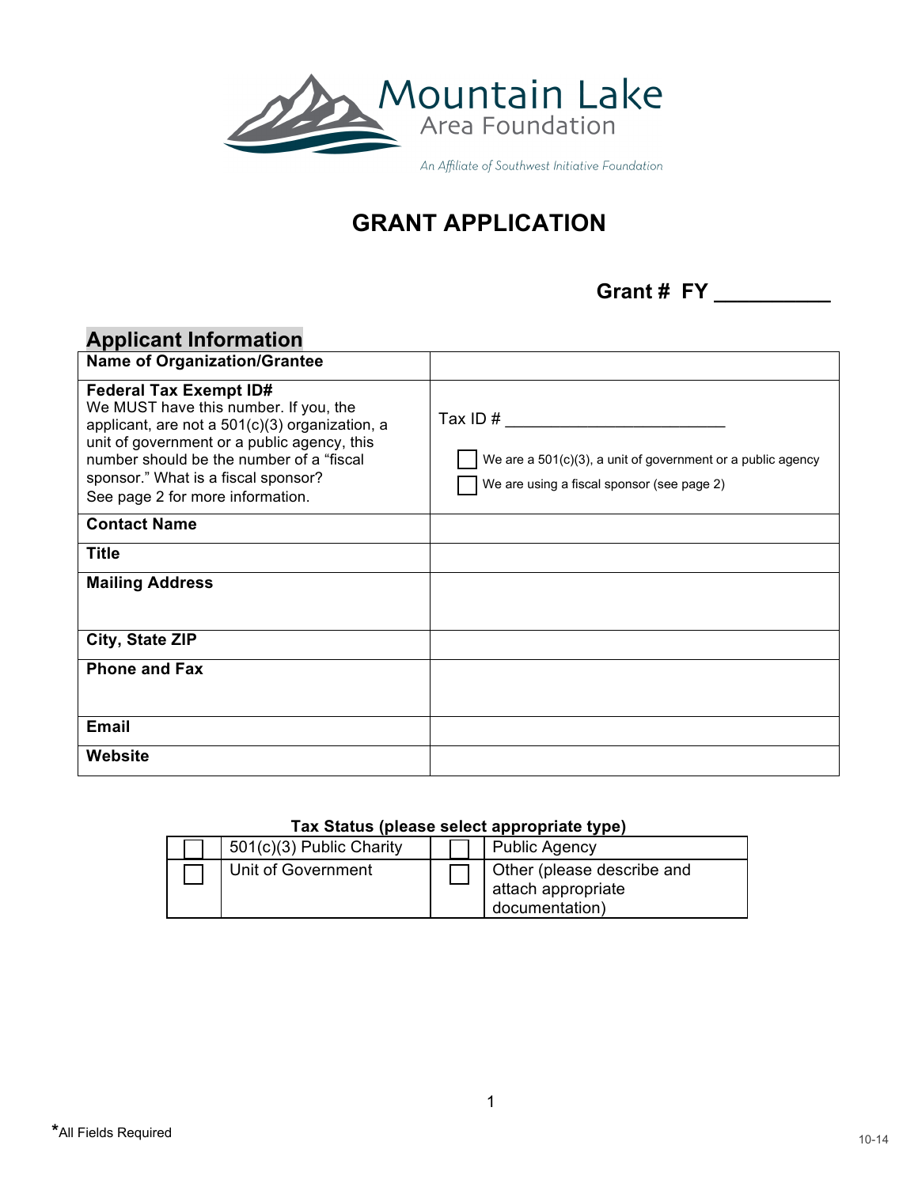Mountain Lake Area Foundation

*An Affiliate of Southwest Initiative Foundation*

# GRANT APPLICATION

**Grant # FY __________**

## Applicant Information

| | |
|---|---|
| **Name of Organization/Grantee** | |
| **Federal Tax Exempt ID#** We MUST have this number. If you, the applicant, are not a 501(c)(3) organization, a unit of government or a public agency, this number should be the number of a "fiscal sponsor." What is a fiscal sponsor? See page 2 for more information. | Tax ID # ________________________ ☐ We are a 501(c)(3), a unit of government or a public agency ☐ We are using a fiscal sponsor (see page 2) |
| **Contact Name** | |
| **Title** | |
| **Mailing Address** | |
| **City, State ZIP** | |
| **Phone and Fax** | |
| **Email** | |
| **Website** | |

**Tax Status (please select appropriate type)**

| | | | |
|---|---|---|---|
| ☐ | 501(c)(3) Public Charity | ☐ | Public Agency |
| ☐ | Unit of Government | ☐ | Other (please describe and attach appropriate documentation) |

*All Fields Required

10-14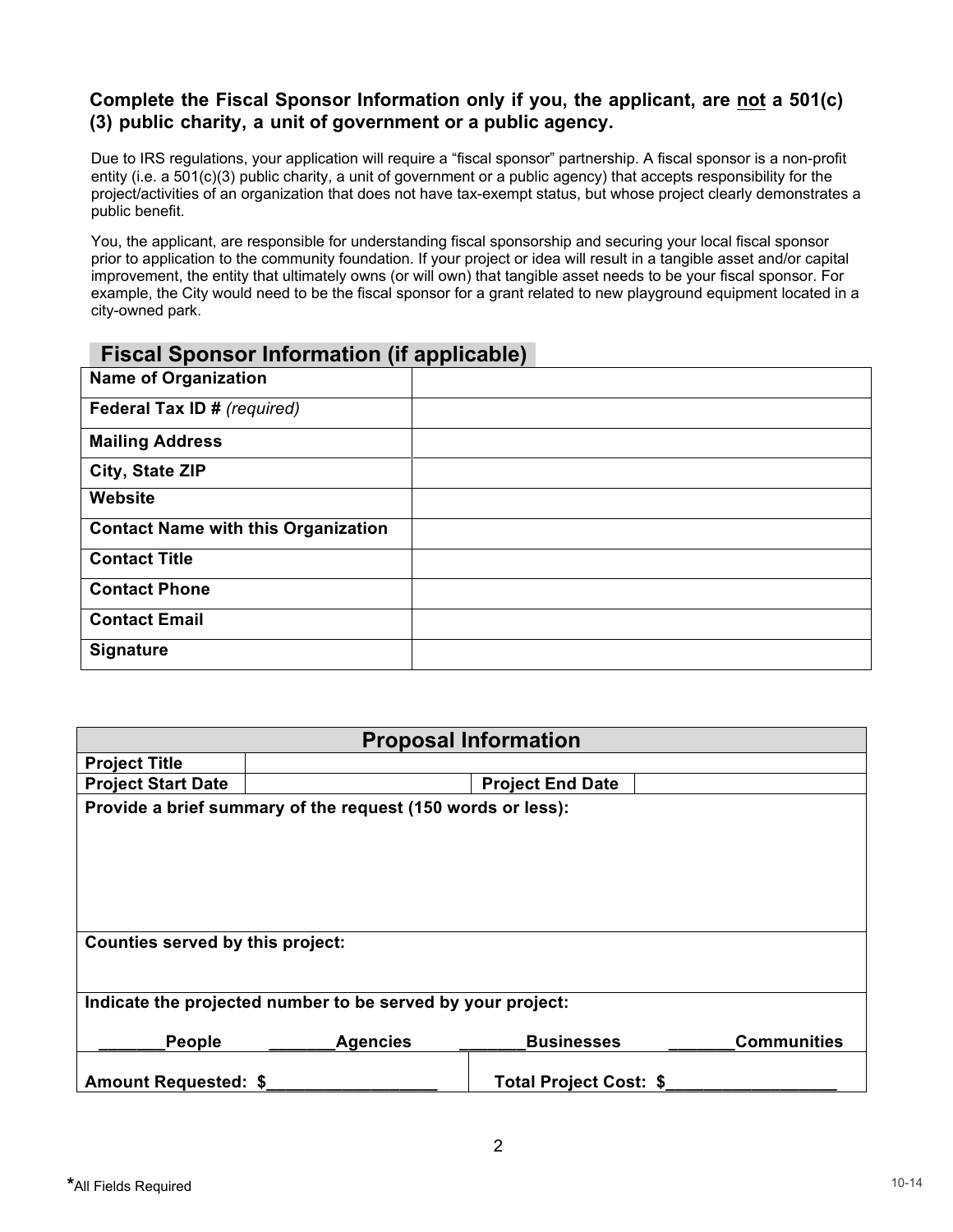**Complete the Fiscal Sponsor Information only if you, the applicant, are <u>not</u> a 501(c)(3) public charity, a unit of government or a public agency.**

Due to IRS regulations, your application will require a "fiscal sponsor" partnership. A fiscal sponsor is a non-profit entity (i.e. a 501(c)(3) public charity, a unit of government or a public agency) that accepts responsibility for the project/activities of an organization that does not have tax-exempt status, but whose project clearly demonstrates a public benefit.

You, the applicant, are responsible for understanding fiscal sponsorship and securing your local fiscal sponsor prior to application to the community foundation. If your project or idea will result in a tangible asset and/or capital improvement, the entity that ultimately owns (or will own) that tangible asset needs to be your fiscal sponsor. For example, the City would need to be the fiscal sponsor for a grant related to new playground equipment located in a city-owned park.

## Fiscal Sponsor Information (if applicable)

| | |
|---|---|
| **Name of Organization** | |
| **Federal Tax ID #** *(required)* | |
| **Mailing Address** | |
| **City, State ZIP** | |
| **Website** | |
| **Contact Name with this Organization** | |
| **Contact Title** | |
| **Contact Phone** | |
| **Contact Email** | |
| **Signature** | |

## Proposal Information

| | | | |
|---|---|---|---|
| **Project Title** | | | |
| **Project Start Date** | | **Project End Date** | |

**Provide a brief summary of the request (150 words or less):**

**Counties served by this project:**

**Indicate the projected number to be served by your project:**

_______**People** _______**Agencies** _______**Businesses** _______**Communities**

**Amount Requested: $**__________________ **Total Project Cost: $**__________________

**\*All Fields Required**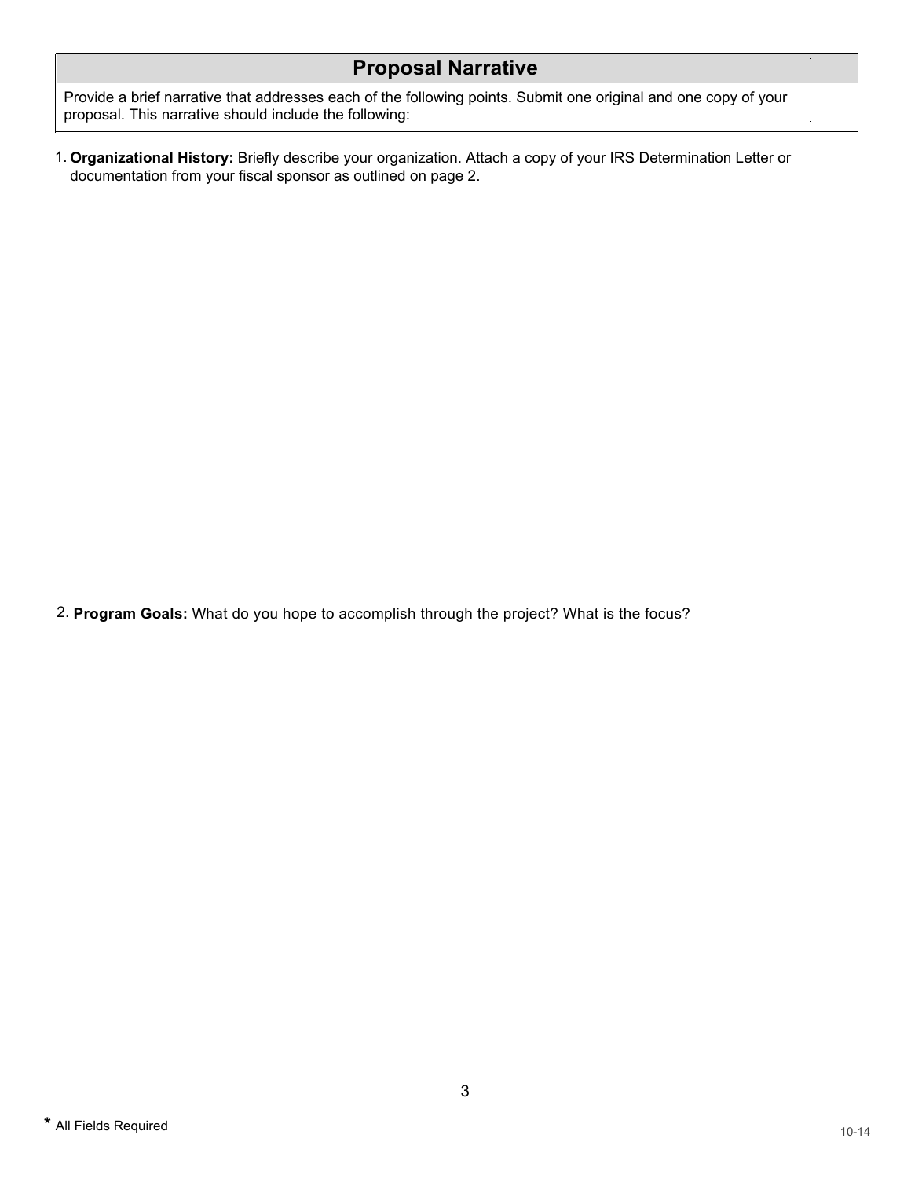## Proposal Narrative

Provide a brief narrative that addresses each of the following points. Submit one original and one copy of your proposal. This narrative should include the following:

1. **Organizational History:** Briefly describe your organization. Attach a copy of your IRS Determination Letter or documentation from your fiscal sponsor as outlined on page 2.

2. **Program Goals:** What do you hope to accomplish through the project? What is the focus?

\* All Fields Required

10-14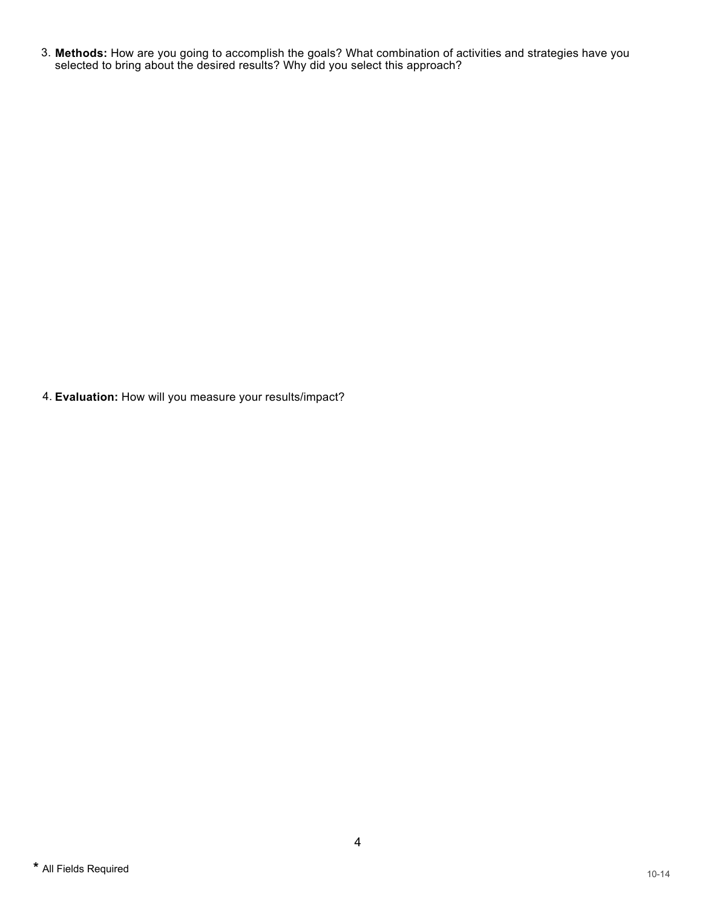3. **Methods:** How are you going to accomplish the goals? What combination of activities and strategies have you selected to bring about the desired results? Why did you select this approach?

4. **Evaluation:** How will you measure your results/impact?

* All Fields Required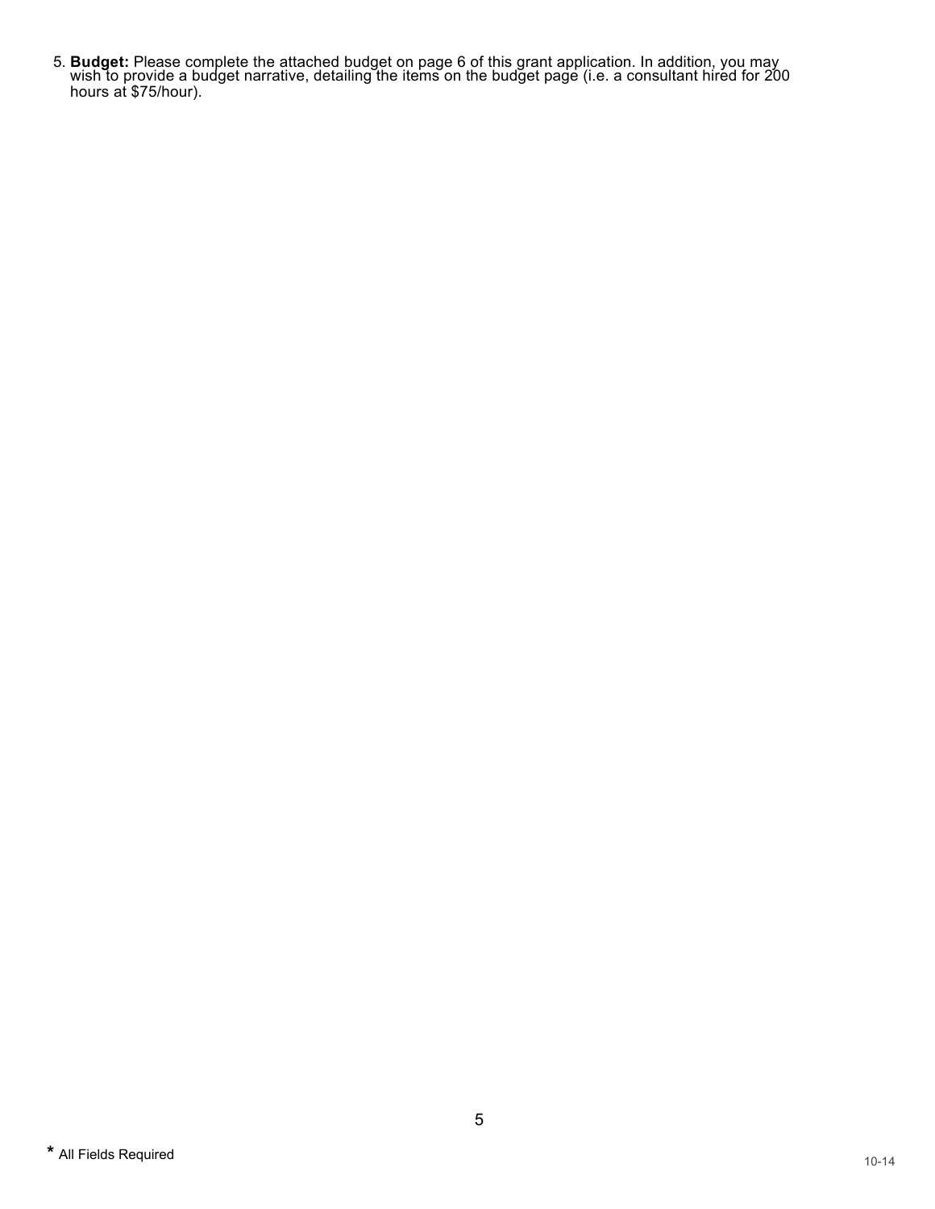5. **Budget:** Please complete the attached budget on page 6 of this grant application. In addition, you may wish to provide a budget narrative, detailing the items on the budget page (i.e. a consultant hired for 200 hours at $75/hour).

**\*** All Fields Required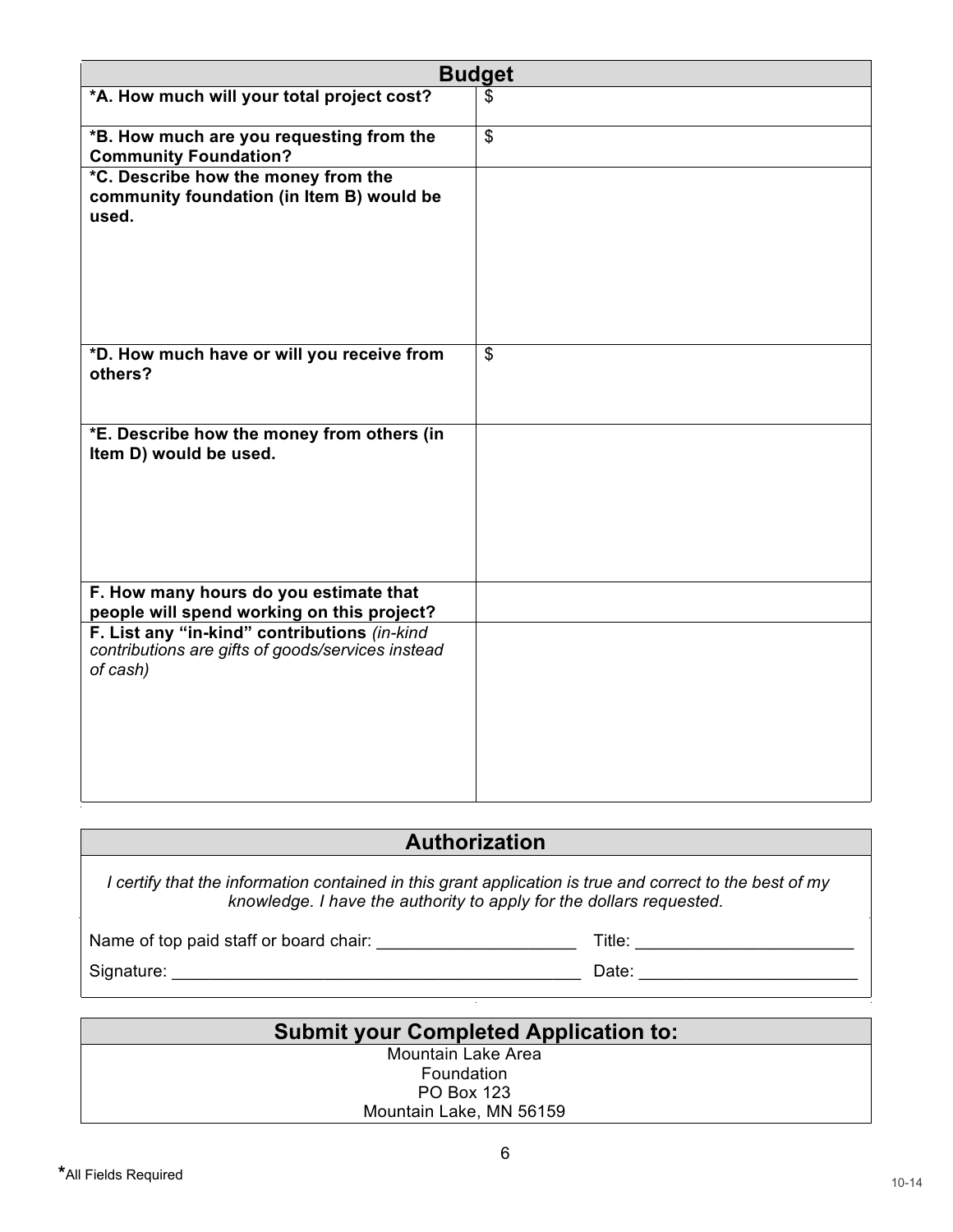## Budget

| | |
|---|---|
| **\*A. How much will your total project cost?** | $ |
| **\*B. How much are you requesting from the Community Foundation?** | $ |
| **\*C. Describe how the money from the community foundation (in Item B) would be used.** | |
| **\*D. How much have or will you receive from others?** | $ |
| **\*E. Describe how the money from others (in Item D) would be used.** | |
| **F. How many hours do you estimate that people will spend working on this project?** | |
| **F. List any "in-kind" contributions** *(in-kind contributions are gifts of goods/services instead of cash)* | |

## Authorization

*I certify that the information contained in this grant application is true and correct to the best of my knowledge. I have the authority to apply for the dollars requested.*

Name of top paid staff or board chair: ____________________ Title: ______________________

Signature: __________________________________________ Date: ______________________

## Submit your Completed Application to:

Mountain Lake Area
Foundation
PO Box 123
Mountain Lake, MN 56159

*All Fields Required

10-14